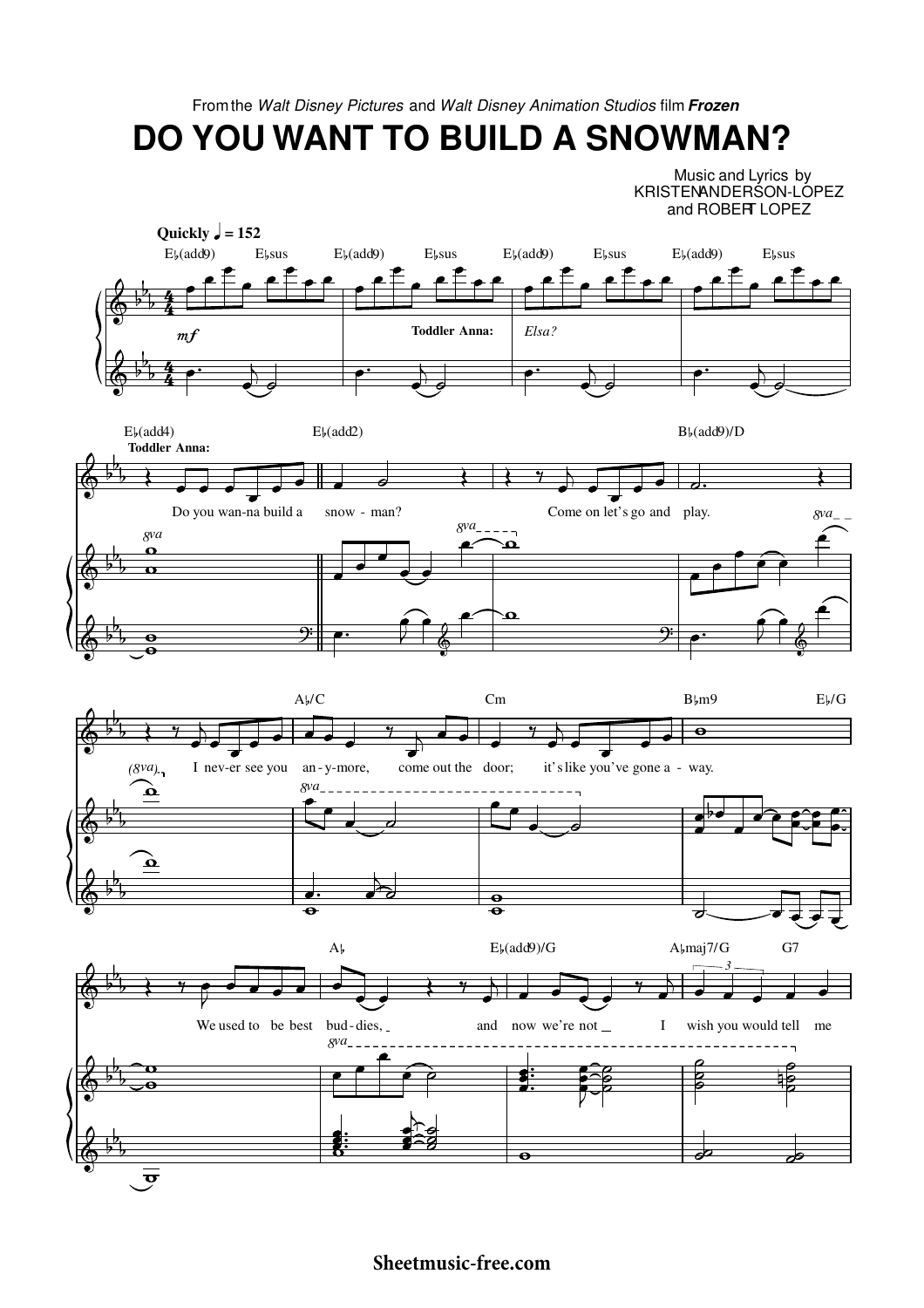From the *Walt Disney Pictures* and *Walt Disney Animation Studios* film **Frozen**

# DO YOU WANT TO BUILD A SNOWMAN?

Music and Lyrics by
KRISTEN ANDERSON-LOPEZ
and ROBERT LOPEZ

**Quickly ♩ = 152**

E♭(add9) E♭sus E♭(add9) E♭sus E♭(add9) E♭sus E♭(add9) E♭sus

*mf*

**Toddler Anna:** *Elsa?*

E♭(add4) E♭(add2) B♭(add9)/D

**Toddler Anna:**
Do you wan-na build a snow - man? Come on let's go and play.

A♭/C Cm B♭m9 E♭/G

I nev-er see you an - y-more, come out the door; it's like you've gone a - way.

A♭ E♭(add9)/G A♭maj7/G G7

We used to be best bud-dies, and now we're not I wish you would tell me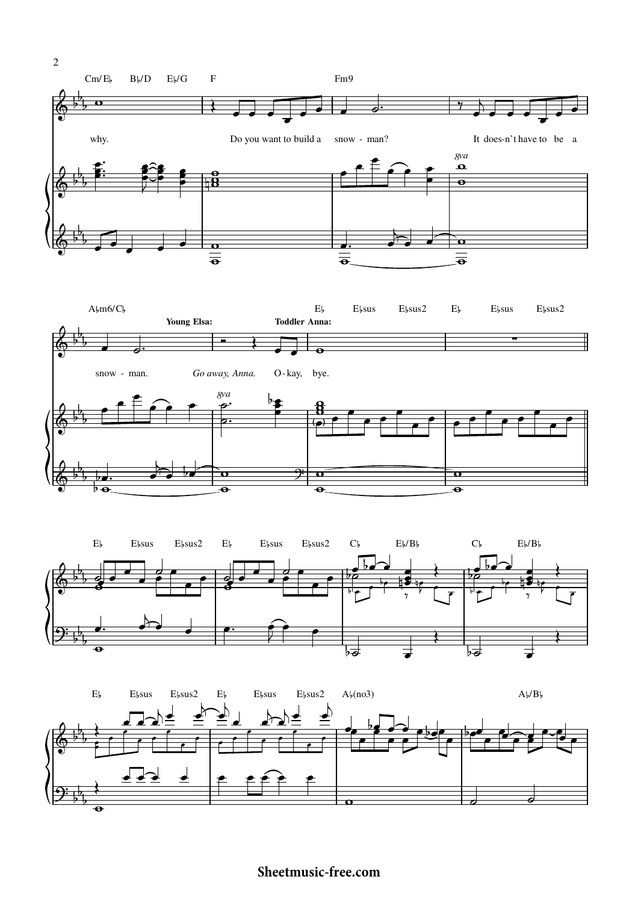Cm/E♭ B♭/D E♭/G F Fm9

why. Do you want to build a snow - man? It does-n't have to be a

A♭m6/C♭ E♭ E♭sus E♭sus2 E♭ E♭sus E♭sus2

**Young Elsa:** **Toddler Anna:**

snow - man. *Go away, Anna.* O-kay, bye.

E♭ E♭sus E♭sus2 E♭ E♭sus E♭sus2 C♭ E♭/B♭ C♭ E♭/B♭

E♭ E♭sus E♭sus2 E♭ E♭sus E♭sus2 A♭(no3) A♭/B♭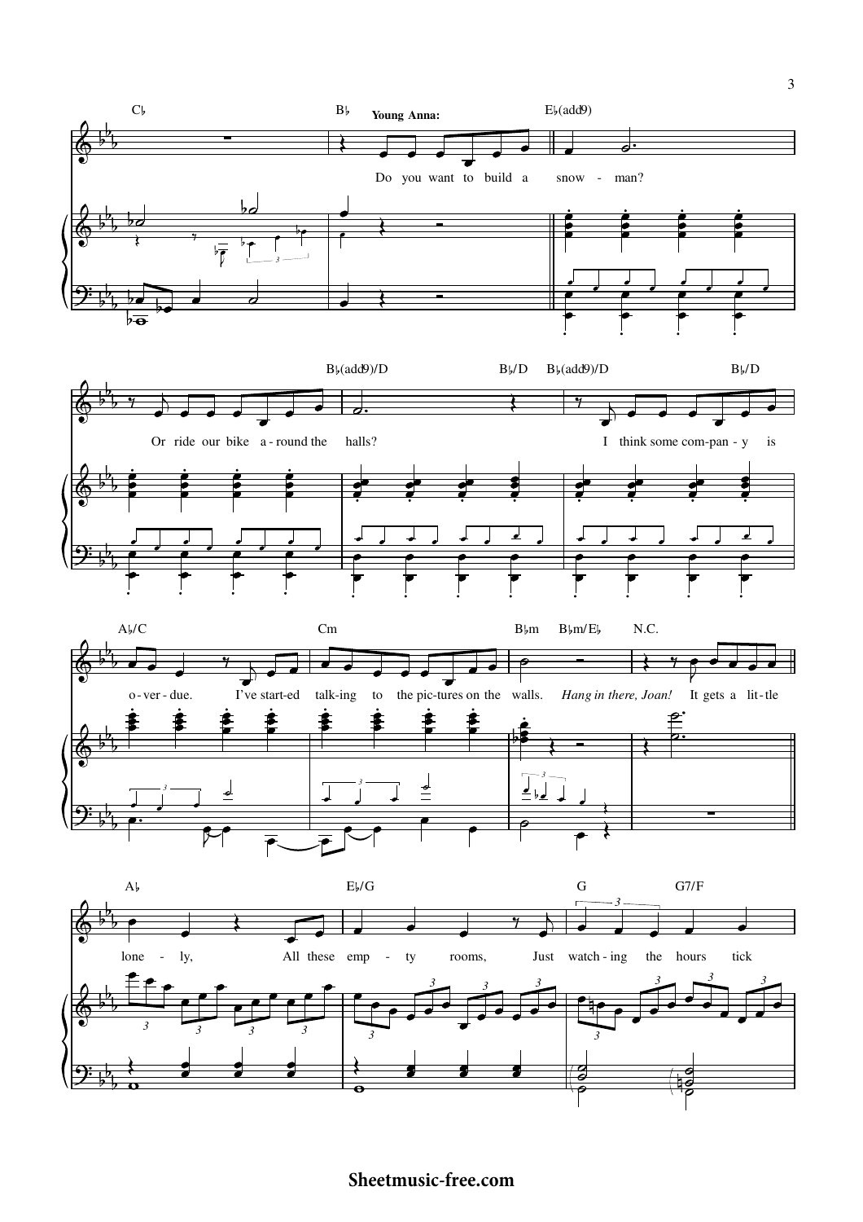C♭ B♭ E♭(add9)

**Young Anna:**

Do you want to build a snow - man?

B♭(add9)/D B♭/D B♭(add9)/D B♭/D

Or ride our bike a - round the halls? I think some com - pan - y is

A♭/C Cm B♭m B♭m/E♭ N.C.

o - ver - due. I've start - ed talk - ing to the pic - tures on the walls. *Hang in there, Joan!* It gets a lit - tle

A♭ E♭/G G G7/F

lone - ly, All these emp - ty rooms, Just watch - ing the hours tick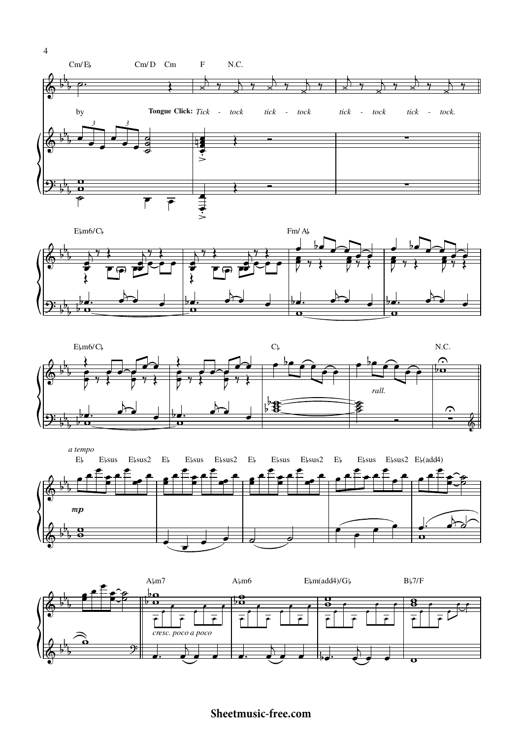Cm/E♭ Cm/D Cm F N.C.

by **Tongue Click:** *Tick - tock tick - tock tick - tock tick - tock.*

E♭m6/C♭ Fm/A♭

E♭m6/C♭ C♭ N.C.

*rall.*

*a tempo*

E♭ E♭sus E♭sus2 E♭ E♭sus E♭sus2 E♭ E♭sus E♭sus2 E♭ E♭sus E♭sus2 E♭(add4)

*mp*

A♭m7 A♭m6 E♭m(add4)/G♭ B♭7/F

*cresc. poco a poco*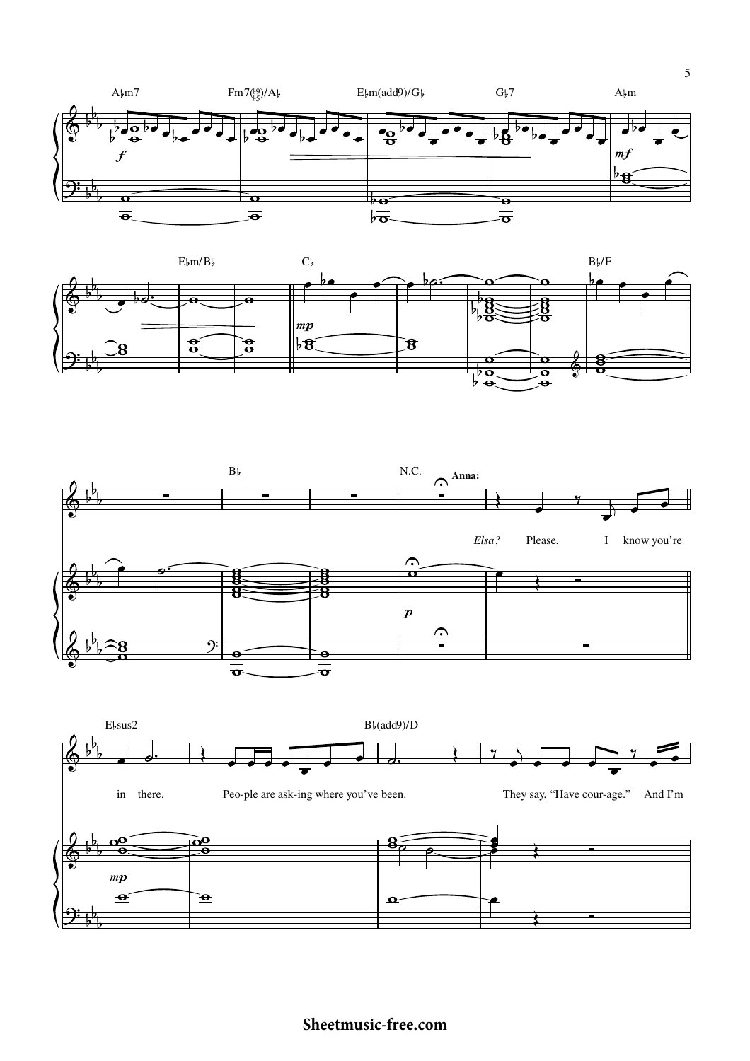A♭m7 Fm7(♭9/♭5)/A♭ E♭m(add9)/G♭ G♭7 A♭m

*f* *mf*

E♭m/B♭ C♭ B♭/F

*mp*

B♭ N.C.

**Anna:**

*Elsa?* Please, I know you're

*p*

E♭sus2 B♭(add9)/D

in there. Peo-ple are ask-ing where you've been. They say, "Have cour-age." And I'm

*mp*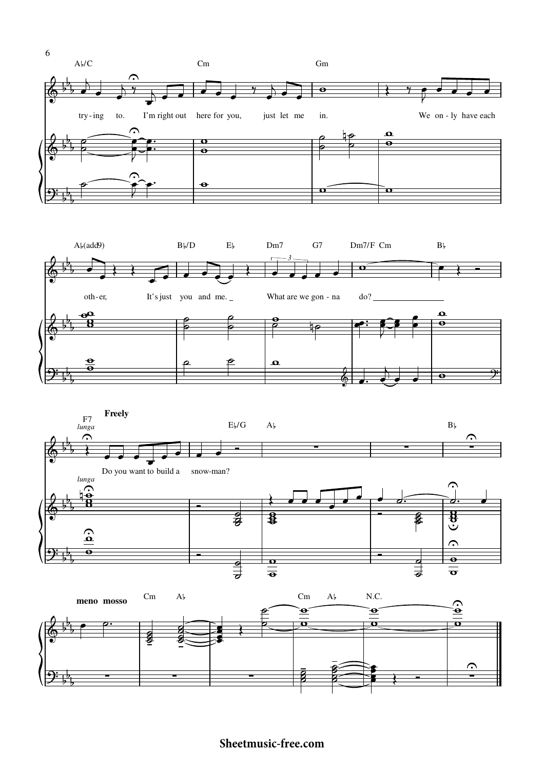Ab/C Cm Gm

trying to. I'm right out here for you, just let me in. We only have each

Ab(add9) Bb/D Eb Dm7 G7 Dm7/F Cm Bb

other, It's just you and me. What are we gonna do?

F7 *lunga* **Freely** Eb/G Ab Bb

Do you want to build a snowman?

**meno mosso** Cm Ab Cm Ab N.C.